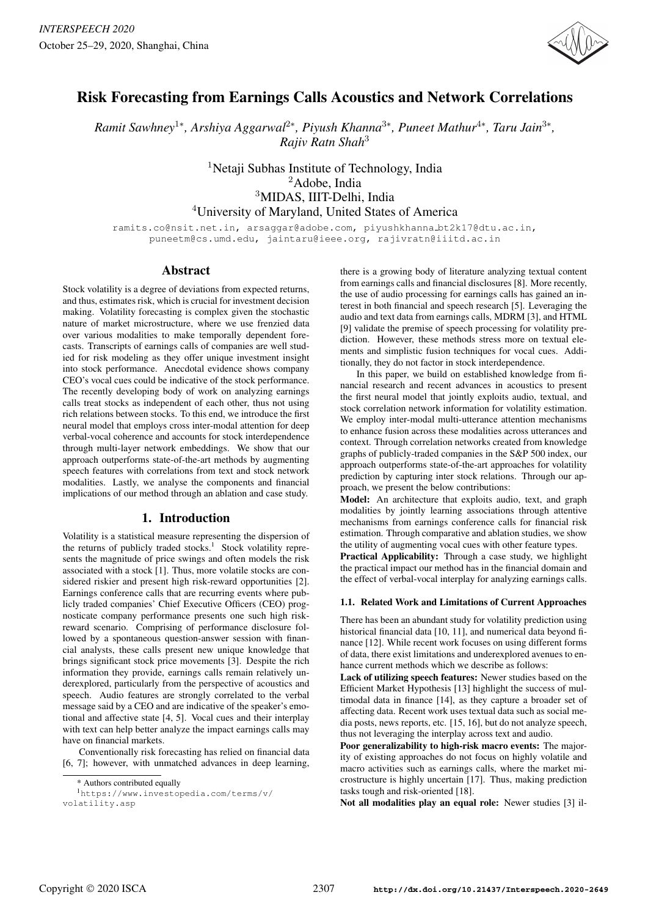# Risk Forecasting from Earnings Calls Acoustics and Network Correlations

*Ramit Sawhney[1*], Arshiya Aggarwal[2*], Piyush Khanna[3*], Puneet Mathur[4*], Taru Jain[3*], Rajiv Ratn Shah[3]*

[1]Netaji Subhas Institute of Technology, India
[2]Adobe, India
[3]MIDAS, IIIT-Delhi, India
[4]University of Maryland, United States of America

ramits.co@nsit.net.in, arsaggar@adobe.com, piyushkhanna_bt2k17@dtu.ac.in, puneetm@cs.umd.edu, jaintaru@ieee.org, rajivratn@iiitd.ac.in

## Abstract

Stock volatility is a degree of deviations from expected returns, and thus, estimates risk, which is crucial for investment decision making. Volatility forecasting is complex given the stochastic nature of market microstructure, where we use frenzied data over various modalities to make temporally dependent forecasts. Transcripts of earnings calls of companies are well studied for risk modeling as they offer unique investment insight into stock performance. Anecdotal evidence shows company CEO's vocal cues could be indicative of the stock performance. The recently developing body of work on analyzing earnings calls treat stocks as independent of each other, thus not using rich relations between stocks. To this end, we introduce the first neural model that employs cross inter-modal attention for deep verbal-vocal coherence and accounts for stock interdependence through multi-layer network embeddings. We show that our approach outperforms state-of-the-art methods by augmenting speech features with correlations from text and stock network modalities. Lastly, we analyse the components and financial implications of our method through an ablation and case study.

## 1. Introduction

Volatility is a statistical measure representing the dispersion of the returns of publicly traded stocks.[1] Stock volatility represents the magnitude of price swings and often models the risk associated with a stock [1]. Thus, more volatile stocks are considered riskier and present high risk-reward opportunities [2]. Earnings conference calls that are recurring events where publicly traded companies' Chief Executive Officers (CEO) prognosticate company performance presents one such high risk-reward scenario. Comprising of performance disclosure followed by a spontaneous question-answer session with financial analysts, these calls present new unique knowledge that brings significant stock price movements [3]. Despite the rich information they provide, earnings calls remain relatively underexplored, particularly from the perspective of acoustics and speech. Audio features are strongly correlated to the verbal message said by a CEO and are indicative of the speaker's emotional and affective state [4, 5]. Vocal cues and their interplay with text can help better analyze the impact earnings calls may have on financial markets.

Conventionally risk forecasting has relied on financial data [6, 7]; however, with unmatched advances in deep learning, there is a growing body of literature analyzing textual content from earnings calls and financial disclosures [8]. More recently, the use of audio processing for earnings calls has gained an interest in both financial and speech research [5]. Leveraging the audio and text data from earnings calls, MDRM [3], and HTML [9] validate the premise of speech processing for volatility prediction. However, these methods stress more on textual elements and simplistic fusion techniques for vocal cues. Additionally, they do not factor in stock interdependence.

In this paper, we build on established knowledge from financial research and recent advances in acoustics to present the first neural model that jointly exploits audio, textual, and stock correlation network information for volatility estimation. We employ inter-modal multi-utterance attention mechanisms to enhance fusion across these modalities across utterances and context. Through correlation networks created from knowledge graphs of publicly-traded companies in the S&P 500 index, our approach outperforms state-of-the-art approaches for volatility prediction by capturing inter stock relations. Through our approach, we present the below contributions:

**Model:** An architecture that exploits audio, text, and graph modalities by jointly learning associations through attentive mechanisms from earnings conference calls for financial risk estimation. Through comparative and ablation studies, we show the utility of augmenting vocal cues with other feature types.

**Practical Applicability:** Through a case study, we highlight the practical impact our method has in the financial domain and the effect of verbal-vocal interplay for analyzing earnings calls.

### 1.1. Related Work and Limitations of Current Approaches

There has been an abundant study for volatility prediction using historical financial data [10, 11], and numerical data beyond finance [12]. While recent work focuses on using different forms of data, there exist limitations and underexplored avenues to enhance current methods which we describe as follows:

**Lack of utilizing speech features:** Newer studies based on the Efficient Market Hypothesis [13] highlight the success of multimodal data in finance [14], as they capture a broader set of affecting data. Recent work uses textual data such as social media posts, news reports, etc. [15, 16], but do not analyze speech, thus not leveraging the interplay across text and audio.

**Poor generalizability to high-risk macro events:** The majority of existing approaches do not focus on highly volatile and macro activities such as earnings calls, where the market microstructure is highly uncertain [17]. Thus, making prediction tasks tough and risk-oriented [18].

**Not all modalities play an equal role:** Newer studies [3] il-

---

\* Authors contributed equally

[1]https://www.investopedia.com/terms/v/volatility.asp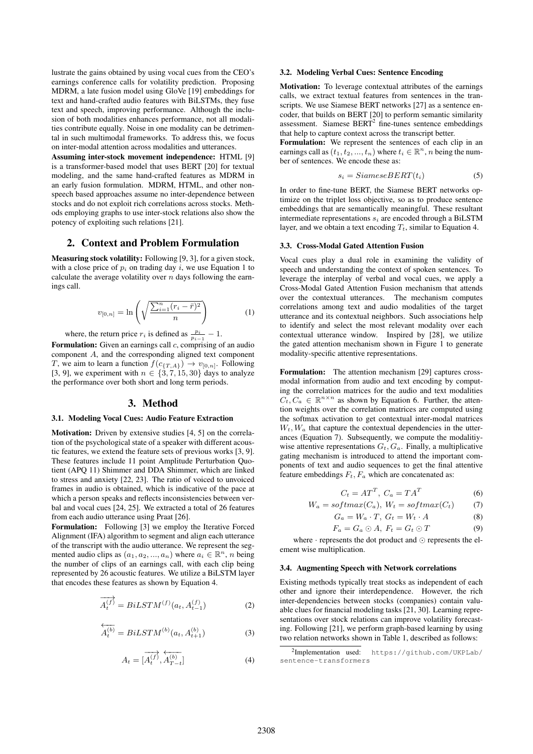lustrate the gains obtained by using vocal cues from the CEO's earnings conference calls for volatility prediction. Proposing MDRM, a late fusion model using GloVe [19] embeddings for text and hand-crafted audio features with BiLSTMs, they fuse text and speech, improving performance. Although the inclusion of both modalities enhances performance, not all modalities contribute equally. Noise in one modality can be detrimental in such multimodal frameworks. To address this, we focus on inter-modal attention across modalities and utterances.

**Assuming inter-stock movement independence:** HTML [9] is a transformer-based model that uses BERT [20] for textual modeling, and the same hand-crafted features as MDRM in an early fusion formulation. MDRM, HTML, and other non-speech based approaches assume no inter-dependence between stocks and do not exploit rich correlations across stocks. Methods employing graphs to use inter-stock relations also show the potency of exploiting such relations [21].

## 2. Context and Problem Formulation

**Measuring stock volatility:** Following [9, 3], for a given stock, with a close price of $p_i$ on trading day $i$, we use Equation 1 to calculate the average volatility over $n$ days following the earnings call.

$$v_{[0,n]} = \ln\left(\sqrt{\frac{\sum_{i=1}^{n}(r_i - \bar{r})^2}{n}}\right) \tag{1}$$

where, the return price $r_i$ is defined as $\frac{p_i}{p_{i-1}} - 1$.

**Formulation:** Given an earnings call $c$, comprising of an audio component $A$, and the corresponding aligned text component $T$, we aim to learn a function $f(c_{\{T,A\}}) \rightarrow v_{[0,n]}$. Following [3, 9], we experiment with $n \in \{3, 7, 15, 30\}$ days to analyze the performance over both short and long term periods.

## 3. Method

### 3.1. Modeling Vocal Cues: Audio Feature Extraction

**Motivation:** Driven by extensive studies [4, 5] on the correlation of the psychological state of a speaker with different acoustic features, we extend the feature sets of previous works [3, 9]. These features include 11 point Amplitude Perturbation Quotient (APQ 11) Shimmer and DDA Shimmer, which are linked to stress and anxiety [22, 23]. The ratio of voiced to unvoiced frames in audio is obtained, which is indicative of the pace at which a person speaks and reflects inconsistencies between verbal and vocal cues [24, 25]. We extracted a total of 26 features from each audio utterance using Praat [26].

**Formulation:** Following [3] we employ the Iterative Forced Alignment (IFA) algorithm to segment and align each utterance of the transcript with the audio utterance. We represent the segmented audio clips as $(a_1, a_2, ..., a_n)$ where $a_i \in \mathbb{R}^n$, $n$ being the number of clips of an earnings call, with each clip being represented by 26 acoustic features. We utilize a BiLSTM layer that encodes these features as shown by Equation 4.

$$\overrightarrow{A_t^{(f)}} = BiLSTM^{(f)}(a_t, A_{t-1}^{(f)}) \tag{2}$$

$$\overleftarrow{A_t^{(b)}} = BiLSTM^{(b)}(a_t, A_{t+1}^{(b)}) \tag{3}$$

$$A_t = [\overrightarrow{A_t^{(f)}}, \overleftarrow{A_{T-t}^{(b)}}] \tag{4}$$

### 3.2. Modeling Verbal Cues: Sentence Encoding

**Motivation:** To leverage contextual attributes of the earnings calls, we extract textual features from sentences in the transcripts. We use Siamese BERT networks [27] as a sentence encoder, that builds on BERT [20] to perform semantic similarity assessment. Siamese BERT[2] fine-tunes sentence embeddings that help to capture context across the transcript better.

**Formulation:** We represent the sentences of each clip in an earnings call as $(t_1, t_2, ..., t_n)$ where $t_i \in \mathbb{R}^n$, $n$ being the number of sentences. We encode these as:

$$s_i = SiameseBERT(t_i) \tag{5}$$

In order to fine-tune BERT, the Siamese BERT networks optimize on the triplet loss objective, so as to produce sentence embeddings that are semantically meaningful. These resultant intermediate representations $s_i$ are encoded through a BiLSTM layer, and we obtain a text encoding $T_t$, similar to Equation 4.

### 3.3. Cross-Modal Gated Attention Fusion

Vocal cues play a dual role in examining the validity of speech and understanding the context of spoken sentences. To leverage the interplay of verbal and vocal cues, we apply a Cross-Modal Gated Attention Fusion mechanism that attends over the contextual utterances. The mechanism computes correlations among text and audio modalities of the target utterance and its contextual neighbors. Such associations help to identify and select the most relevant modality over each contextual utterance window. Inspired by [28], we utilize the gated attention mechanism shown in Figure 1 to generate modality-specific attentive representations.

**Formulation:** The attention mechanism [29] captures cross-modal information from audio and text encoding by computing the correlation matrices for the audio and text modalities $C_t, C_a \in \mathbb{R}^{n \times n}$ as shown by Equation 6. Further, the attention weights over the correlation matrices are computed using the softmax activation to get contextual inter-modal matrices $W_t, W_a$ that capture the contextual dependencies in the utterances (Equation 7). Subsequently, we compute the modalitiy-wise attentive representations $G_t, G_a$. Finally, a multiplicative gating mechanism is introduced to attend the important components of text and audio sequences to get the final attentive feature embeddings $F_t, F_a$ which are concatenated as:

$$C_t = AT^T,\ C_a = TA^T \tag{6}$$

$$W_a = softmax(C_a),\ W_t = softmax(C_t) \tag{7}$$

$$G_a = W_a \cdot T,\ G_t = W_t \cdot A \tag{8}$$

$$F_a = G_a \odot A,\ F_t = G_t \odot T \tag{9}$$

where $\cdot$ represents the dot product and $\odot$ represents the element wise multiplication.

### 3.4. Augmenting Speech with Network correlations

Existing methods typically treat stocks as independent of each other and ignore their interdependence. However, the rich inter-dependencies between stocks (companies) contain valuable clues for financial modeling tasks [21, 30]. Learning representations over stock relations can improve volatility forecasting. Following [21], we perform graph-based learning by using two relation networks shown in Table 1, described as follows:

[2]Implementation used: https://github.com/UKPLab/sentence-transformers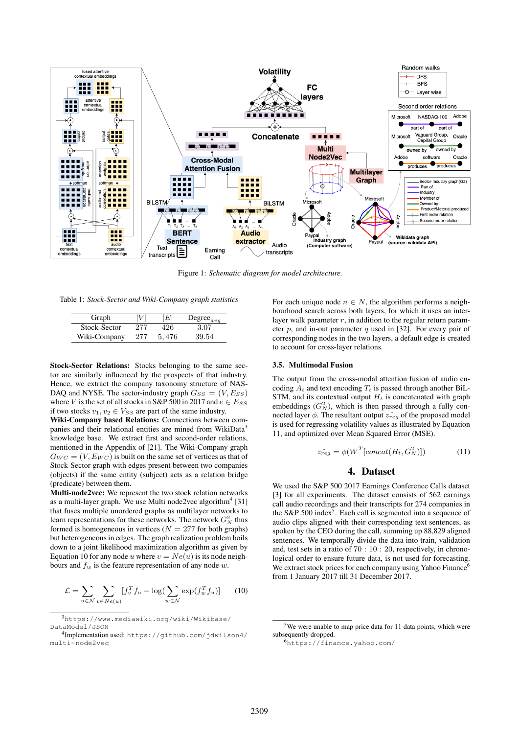Figure 1: *Schematic diagram for model architecture.*

Table 1: *Stock-Sector and Wiki-Company graph statistics*

| Graph | $\|V\|$ | $\|E\|$ | Degree$_{avg}$ |
|---|---|---|---|
| Stock-Sector | 277 | 426 | 3.07 |
| Wiki-Company | 277 | 5,476 | 39.54 |

**Stock-Sector Relations:** Stocks belonging to the same sector are similarly influenced by the prospects of that industry. Hence, we extract the company taxonomy structure of NASDAQ and NYSE. The sector-industry graph $G_{SS} = (V, E_{SS})$ where $V$ is the set of all stocks in S&P 500 in 2017 and $e \in E_{SS}$ if two stocks $v_1, v_2 \in V_{SS}$ are part of the same industry.

**Wiki-Company based Relations:** Connections between companies and their relational entities are mined from WikiData[3] knowledge base. We extract first and second-order relations, mentioned in the Appendix of [21]. The Wiki-Company graph $G_{WC} = (V, E_{WC})$ is built on the same set of vertices as that of Stock-Sector graph with edges present between two companies (objects) if the same entity (subject) acts as a relation bridge (predicate) between them.

**Multi-node2vec:** We represent the two stock relation networks as a multi-layer graph. We use Multi node2vec algorithm[4] [31] that fuses multiple unordered graphs as multilayer networks to learn representations for these networks. The network $G_N^2$ thus formed is homogeneous in vertices ($N = 277$ for both graphs) but heterogeneous in edges. The graph realization problem boils down to a joint likelihood maximization algorithm as given by Equation 10 for any node $u$ where $v = Ne(u)$ is its node neighbours and $f_w$ is the feature representation of any node $w$.

$$\mathcal{L} = \sum_{u \in \mathcal{N}} \sum_{v \in Ne(u)} [f_v^T f_u - \log(\sum_{w \in \mathcal{N}} \exp(f_w^T f_u)] \quad (10)$$

For each unique node $n \in N$, the algorithm performs a neighbourhood search across both layers, for which it uses an inter-layer walk parameter $r$, in addition to the regular return parameter $p$, and in-out parameter $q$ used in [32]. For every pair of corresponding nodes in the two layers, a default edge is created to account for cross-layer relations.

### 3.5. Multimodal Fusion

The output from the cross-modal attention fusion of audio encoding $A_t$ and text encoding $T_t$ is passed through another BiLSTM, and its contextual output $H_t$ is concatenated with graph embeddings ($G_N^2$), which is then passed through a fully connected layer $\phi$. The resultant output $\hat{z_{reg}}$ of the proposed model is used for regressing volatility values as illustrated by Equation 11, and optimized over Mean Squared Error (MSE).

$$\hat{z_{reg}} = \phi(W^T[concat(H_t, G_N^2)]) \quad (11)$$

## 4. Dataset

We used the S&P 500 2017 Earnings Conference Calls dataset [3] for all experiments. The dataset consists of 562 earnings call audio recordings and their transcripts for 274 companies in the S&P 500 index[5]. Each call is segmented into a sequence of audio clips aligned with their corresponding text sentences, as spoken by the CEO during the call, summing up 88,829 aligned sentences. We temporally divide the data into train, validation and, test sets in a ratio of 70 : 10 : 20, respectively, in chronological order to ensure future data, is not used for forecasting. We extract stock prices for each company using Yahoo Finance[6] from 1 January 2017 till 31 December 2017.

[3] https://www.mediawiki.org/wiki/Wikibase/DataModel/JSON

[4] Implementation used: https://github.com/jdwilson4/multi-node2vec

[5] We were unable to map price data for 11 data points, which were subsequently dropped.

[6] https://finance.yahoo.com/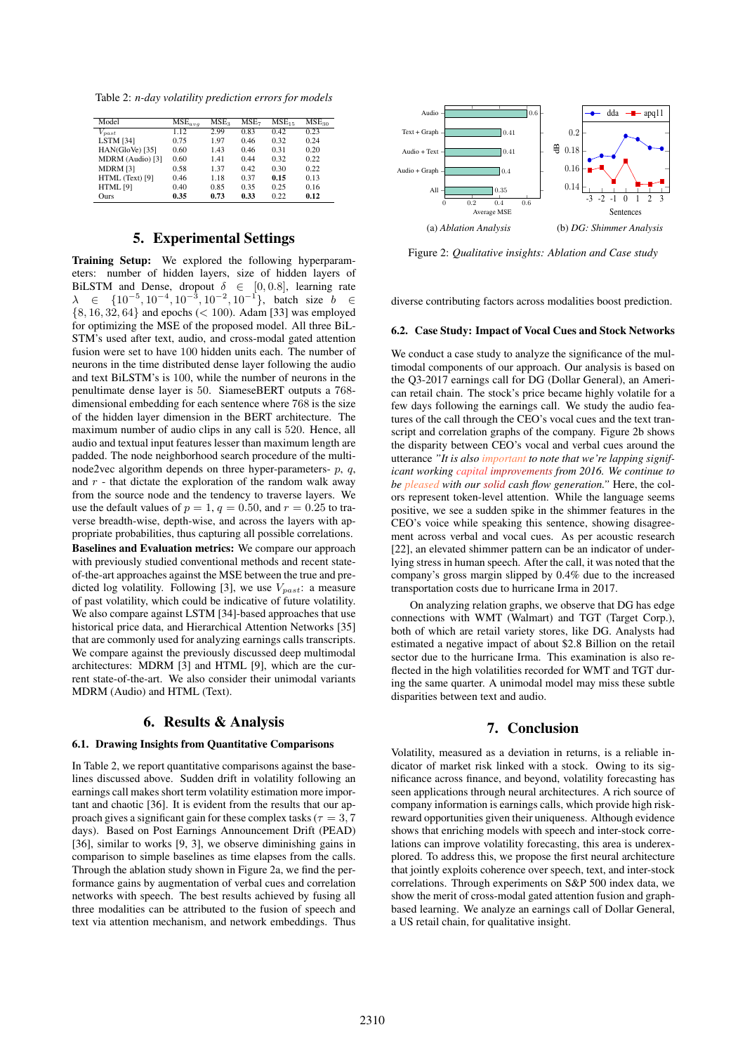Table 2: *n-day volatility prediction errors for models*

| Model | $MSE_{avg}$ | $MSE_3$ | $MSE_7$ | $MSE_{15}$ | $MSE_{30}$ |
|---|---|---|---|---|---|
| $V_{past}$ | 1.12 | 2.99 | 0.83 | 0.42 | 0.23 |
| LSTM [34] | 0.75 | 1.97 | 0.46 | 0.32 | 0.24 |
| HAN(GloVe) [35] | 0.60 | 1.43 | 0.46 | 0.31 | 0.20 |
| MDRM (Audio) [3] | 0.60 | 1.41 | 0.44 | 0.32 | 0.22 |
| MDRM [3] | 0.58 | 1.37 | 0.42 | 0.30 | 0.22 |
| HTML (Text) [9] | 0.46 | 1.18 | 0.37 | **0.15** | 0.13 |
| HTML [9] | 0.40 | 0.85 | 0.35 | 0.25 | 0.16 |
| Ours | **0.35** | **0.73** | **0.33** | 0.22 | **0.12** |

## 5. Experimental Settings

**Training Setup:** We explored the following hyperparameters: number of hidden layers, size of hidden layers of BiLSTM and Dense, dropout $\delta \in [0, 0.8]$, learning rate $\lambda \in \{10^{-5}, 10^{-4}, 10^{-3}, 10^{-2}, 10^{-1}\}$, batch size $b \in \{8, 16, 32, 64\}$ and epochs ($< 100$). Adam [33] was employed for optimizing the MSE of the proposed model. All three BiLSTM's used after text, audio, and cross-modal gated attention fusion were set to have 100 hidden units each. The number of neurons in the time distributed dense layer following the audio and text BiLSTM's is 100, while the number of neurons in the penultimate dense layer is 50. SiameseBERT outputs a 768-dimensional embedding for each sentence where 768 is the size of the hidden layer dimension in the BERT architecture. The maximum number of audio clips in any call is 520. Hence, all audio and textual input features lesser than maximum length are padded. The node neighborhood search procedure of the multinode2vec algorithm depends on three hyper-parameters- $p$, $q$, and $r$ - that dictate the exploration of the random walk away from the source node and the tendency to traverse layers. We use the default values of $p = 1$, $q = 0.50$, and $r = 0.25$ to traverse breadth-wise, depth-wise, and across the layers with appropriate probabilities, thus capturing all possible correlations.

**Baselines and Evaluation metrics:** We compare our approach with previously studied conventional methods and recent state-of-the-art approaches against the MSE between the true and predicted log volatility. Following [3], we use $V_{past}$: a measure of past volatility, which could be indicative of future volatility. We also compare against LSTM [34]-based approaches that use historical price data, and Hierarchical Attention Networks [35] that are commonly used for analyzing earnings calls transcripts. We compare against the previously discussed deep multimodal architectures: MDRM [3] and HTML [9], which are the current state-of-the-art. We also consider their unimodal variants MDRM (Audio) and HTML (Text).

## 6. Results & Analysis

### 6.1. Drawing Insights from Quantitative Comparisons

In Table 2, we report quantitative comparisons against the baselines discussed above. Sudden drift in volatility following an earnings call makes short term volatility estimation more important and chaotic [36]. It is evident from the results that our approach gives a significant gain for these complex tasks ($\tau = 3, 7$ days). Based on Post Earnings Announcement Drift (PEAD) [36], similar to works [9, 3], we observe diminishing gains in comparison to simple baselines as time elapses from the calls. Through the ablation study shown in Figure 2a, we find the performance gains by augmentation of verbal cues and correlation networks with speech. The best results achieved by fusing all three modalities can be attributed to the fusion of speech and text via attention mechanism, and network embeddings. Thus diverse contributing factors across modalities boost prediction.

(a) *Ablation Analysis* (b) *DG: Shimmer Analysis*

Figure 2: *Qualitative insights: Ablation and Case study*

### 6.2. Case Study: Impact of Vocal Cues and Stock Networks

We conduct a case study to analyze the significance of the multimodal components of our approach. Our analysis is based on the Q3-2017 earnings call for DG (Dollar General), an American retail chain. The stock's price became highly volatile for a few days following the earnings call. We study the audio features of the call through the CEO's vocal cues and the text transcript and correlation graphs of the company. Figure 2b shows the disparity between CEO's vocal and verbal cues around the utterance *"It is also important to note that we're lapping significant working capital improvements from 2016. We continue to be pleased with our solid cash flow generation."* Here, the colors represent token-level attention. While the language seems positive, we see a sudden spike in the shimmer features in the CEO's voice while speaking this sentence, showing disagreement across verbal and vocal cues. As per acoustic research [22], an elevated shimmer pattern can be an indicator of underlying stress in human speech. After the call, it was noted that the company's gross margin slipped by 0.4% due to the increased transportation costs due to hurricane Irma in 2017.

On analyzing relation graphs, we observe that DG has edge connections with WMT (Walmart) and TGT (Target Corp.), both of which are retail variety stores, like DG. Analysts had estimated a negative impact of about \$2.8 Billion on the retail sector due to the hurricane Irma. This examination is also reflected in the high volatilities recorded for WMT and TGT during the same quarter. A unimodal model may miss these subtle disparities between text and audio.

## 7. Conclusion

Volatility, measured as a deviation in returns, is a reliable indicator of market risk linked with a stock. Owing to its significance across finance, and beyond, volatility forecasting has seen applications through neural architectures. A rich source of company information is earnings calls, which provide high risk-reward opportunities given their uniqueness. Although evidence shows that enriching models with speech and inter-stock correlations can improve volatility forecasting, this area is underexplored. To address this, we propose the first neural architecture that jointly exploits coherence over speech, text, and inter-stock correlations. Through experiments on S&P 500 index data, we show the merit of cross-modal gated attention fusion and graph-based learning. We analyze an earnings call of Dollar General, a US retail chain, for qualitative insight.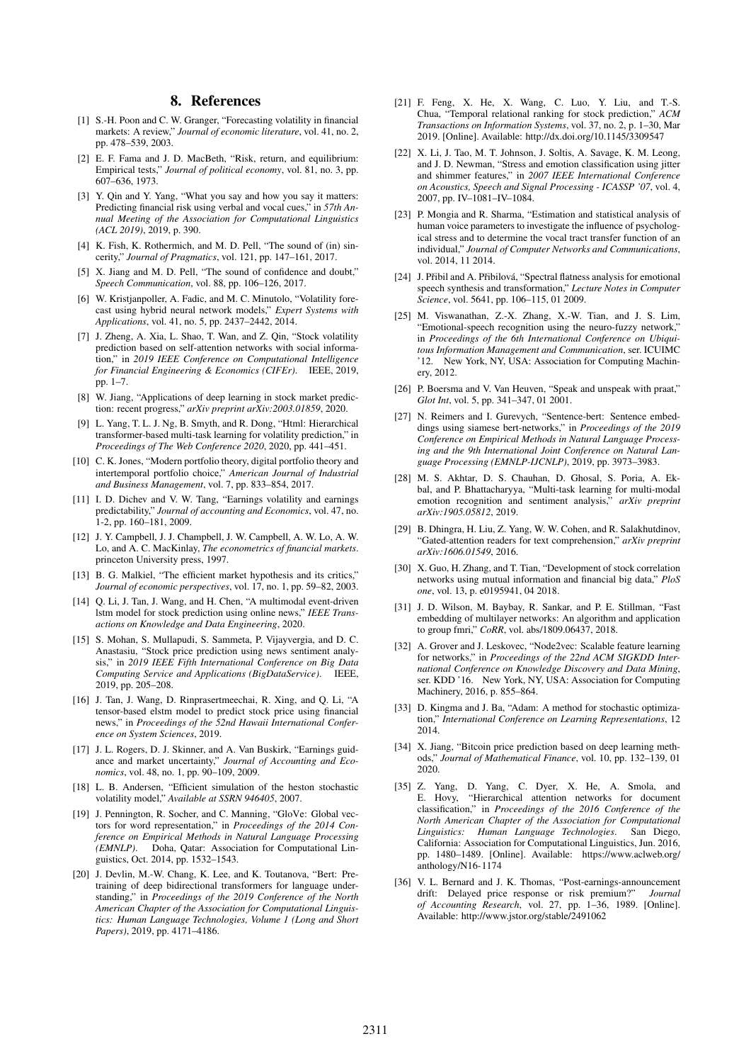## 8. References

[1] S.-H. Poon and C. W. Granger, "Forecasting volatility in financial markets: A review," *Journal of economic literature*, vol. 41, no. 2, pp. 478–539, 2003.

[2] E. F. Fama and J. D. MacBeth, "Risk, return, and equilibrium: Empirical tests," *Journal of political economy*, vol. 81, no. 3, pp. 607–636, 1973.

[3] Y. Qin and Y. Yang, "What you say and how you say it matters: Predicting financial risk using verbal and vocal cues," in *57th Annual Meeting of the Association for Computational Linguistics (ACL 2019)*, 2019, p. 390.

[4] K. Fish, K. Rothermich, and M. D. Pell, "The sound of (in) sincerity," *Journal of Pragmatics*, vol. 121, pp. 147–161, 2017.

[5] X. Jiang and M. D. Pell, "The sound of confidence and doubt," *Speech Communication*, vol. 88, pp. 106–126, 2017.

[6] W. Kristjanpoller, A. Fadic, and M. C. Minutolo, "Volatility forecast using hybrid neural network models," *Expert Systems with Applications*, vol. 41, no. 5, pp. 2437–2442, 2014.

[7] J. Zheng, A. Xia, L. Shao, T. Wan, and Z. Qin, "Stock volatility prediction based on self-attention networks with social information," in *2019 IEEE Conference on Computational Intelligence for Financial Engineering & Economics (CIFEr)*. IEEE, 2019, pp. 1–7.

[8] W. Jiang, "Applications of deep learning in stock market prediction: recent progress," *arXiv preprint arXiv:2003.01859*, 2020.

[9] L. Yang, T. L. J. Ng, B. Smyth, and R. Dong, "Html: Hierarchical transformer-based multi-task learning for volatility prediction," in *Proceedings of The Web Conference 2020*, 2020, pp. 441–451.

[10] C. K. Jones, "Modern portfolio theory, digital portfolio theory and intertemporal portfolio choice," *American Journal of Industrial and Business Management*, vol. 7, pp. 833–854, 2017.

[11] I. D. Dichev and V. W. Tang, "Earnings volatility and earnings predictability," *Journal of accounting and Economics*, vol. 47, no. 1-2, pp. 160–181, 2009.

[12] J. Y. Campbell, J. J. Champbell, J. W. Campbell, A. W. Lo, A. W. Lo, and A. C. MacKinlay, *The econometrics of financial markets*. princeton University press, 1997.

[13] B. G. Malkiel, "The efficient market hypothesis and its critics," *Journal of economic perspectives*, vol. 17, no. 1, pp. 59–82, 2003.

[14] Q. Li, J. Tan, J. Wang, and H. Chen, "A multimodal event-driven lstm model for stock prediction using online news," *IEEE Transactions on Knowledge and Data Engineering*, 2020.

[15] S. Mohan, S. Mullapudi, S. Sammeta, P. Vijayvergia, and D. C. Anastasiu, "Stock price prediction using news sentiment analysis," in *2019 IEEE Fifth International Conference on Big Data Computing Service and Applications (BigDataService)*. IEEE, 2019, pp. 205–208.

[16] J. Tan, J. Wang, D. Rinprasertmeechai, R. Xing, and Q. Li, "A tensor-based elstm model to predict stock price using financial news," in *Proceedings of the 52nd Hawaii International Conference on System Sciences*, 2019.

[17] J. L. Rogers, D. J. Skinner, and A. Van Buskirk, "Earnings guidance and market uncertainty," *Journal of Accounting and Economics*, vol. 48, no. 1, pp. 90–109, 2009.

[18] L. B. Andersen, "Efficient simulation of the heston stochastic volatility model," *Available at SSRN 946405*, 2007.

[19] J. Pennington, R. Socher, and C. Manning, "GloVe: Global vectors for word representation," in *Proceedings of the 2014 Conference on Empirical Methods in Natural Language Processing (EMNLP)*. Doha, Qatar: Association for Computational Linguistics, Oct. 2014, pp. 1532–1543.

[20] J. Devlin, M.-W. Chang, K. Lee, and K. Toutanova, "Bert: Pre-training of deep bidirectional transformers for language understanding," in *Proceedings of the 2019 Conference of the North American Chapter of the Association for Computational Linguistics: Human Language Technologies, Volume 1 (Long and Short Papers)*, 2019, pp. 4171–4186.

[21] F. Feng, X. He, X. Wang, C. Luo, Y. Liu, and T.-S. Chua, "Temporal relational ranking for stock prediction," *ACM Transactions on Information Systems*, vol. 37, no. 2, p. 1–30, Mar 2019. [Online]. Available: http://dx.doi.org/10.1145/3309547

[22] X. Li, J. Tao, M. T. Johnson, J. Soltis, A. Savage, K. M. Leong, and J. D. Newman, "Stress and emotion classification using jitter and shimmer features," in *2007 IEEE International Conference on Acoustics, Speech and Signal Processing - ICASSP '07*, vol. 4, 2007, pp. IV–1081–IV–1084.

[23] P. Mongia and R. Sharma, "Estimation and statistical analysis of human voice parameters to investigate the influence of psychological stress and to determine the vocal tract transfer function of an individual," *Journal of Computer Networks and Communications*, vol. 2014, 11 2014.

[24] J. Přibil and A. Přibilová, "Spectral flatness analysis for emotional speech synthesis and transformation," *Lecture Notes in Computer Science*, vol. 5641, pp. 106–115, 01 2009.

[25] M. Viswanathan, Z.-X. Zhang, X.-W. Tian, and J. S. Lim, "Emotional-speech recognition using the neuro-fuzzy network," in *Proceedings of the 6th International Conference on Ubiquitous Information Management and Communication*, ser. ICUIMC '12. New York, NY, USA: Association for Computing Machinery, 2012.

[26] P. Boersma and V. Van Heuven, "Speak and unspeak with praat," *Glot Int*, vol. 5, pp. 341–347, 01 2001.

[27] N. Reimers and I. Gurevych, "Sentence-bert: Sentence embeddings using siamese bert-networks," in *Proceedings of the 2019 Conference on Empirical Methods in Natural Language Processing and the 9th International Joint Conference on Natural Language Processing (EMNLP-IJCNLP)*, 2019, pp. 3973–3983.

[28] M. S. Akhtar, D. S. Chauhan, D. Ghosal, S. Poria, A. Ekbal, and P. Bhattacharyya, "Multi-task learning for multi-modal emotion recognition and sentiment analysis," *arXiv preprint arXiv:1905.05812*, 2019.

[29] B. Dhingra, H. Liu, Z. Yang, W. W. Cohen, and R. Salakhutdinov, "Gated-attention readers for text comprehension," *arXiv preprint arXiv:1606.01549*, 2016.

[30] X. Guo, H. Zhang, and T. Tian, "Development of stock correlation networks using mutual information and financial big data," *PloS one*, vol. 13, p. e0195941, 04 2018.

[31] J. D. Wilson, M. Baybay, R. Sankar, and P. E. Stillman, "Fast embedding of multilayer networks: An algorithm and application to group fmri," *CoRR*, vol. abs/1809.06437, 2018.

[32] A. Grover and J. Leskovec, "Node2vec: Scalable feature learning for networks," in *Proceedings of the 22nd ACM SIGKDD International Conference on Knowledge Discovery and Data Mining*, ser. KDD '16. New York, NY, USA: Association for Computing Machinery, 2016, p. 855–864.

[33] D. Kingma and J. Ba, "Adam: A method for stochastic optimization," *International Conference on Learning Representations*, 12 2014.

[34] X. Jiang, "Bitcoin price prediction based on deep learning methods," *Journal of Mathematical Finance*, vol. 10, pp. 132–139, 01 2020.

[35] Z. Yang, D. Yang, C. Dyer, X. He, A. Smola, and E. Hovy, "Hierarchical attention networks for document classification," in *Proceedings of the 2016 Conference of the North American Chapter of the Association for Computational Linguistics: Human Language Technologies*. San Diego, California: Association for Computational Linguistics, Jun. 2016, pp. 1480–1489. [Online]. Available: https://www.aclweb.org/anthology/N16-1174

[36] V. L. Bernard and J. K. Thomas, "Post-earnings-announcement drift: Delayed price response or risk premium?" *Journal of Accounting Research*, vol. 27, pp. 1–36, 1989. [Online]. Available: http://www.jstor.org/stable/2491062